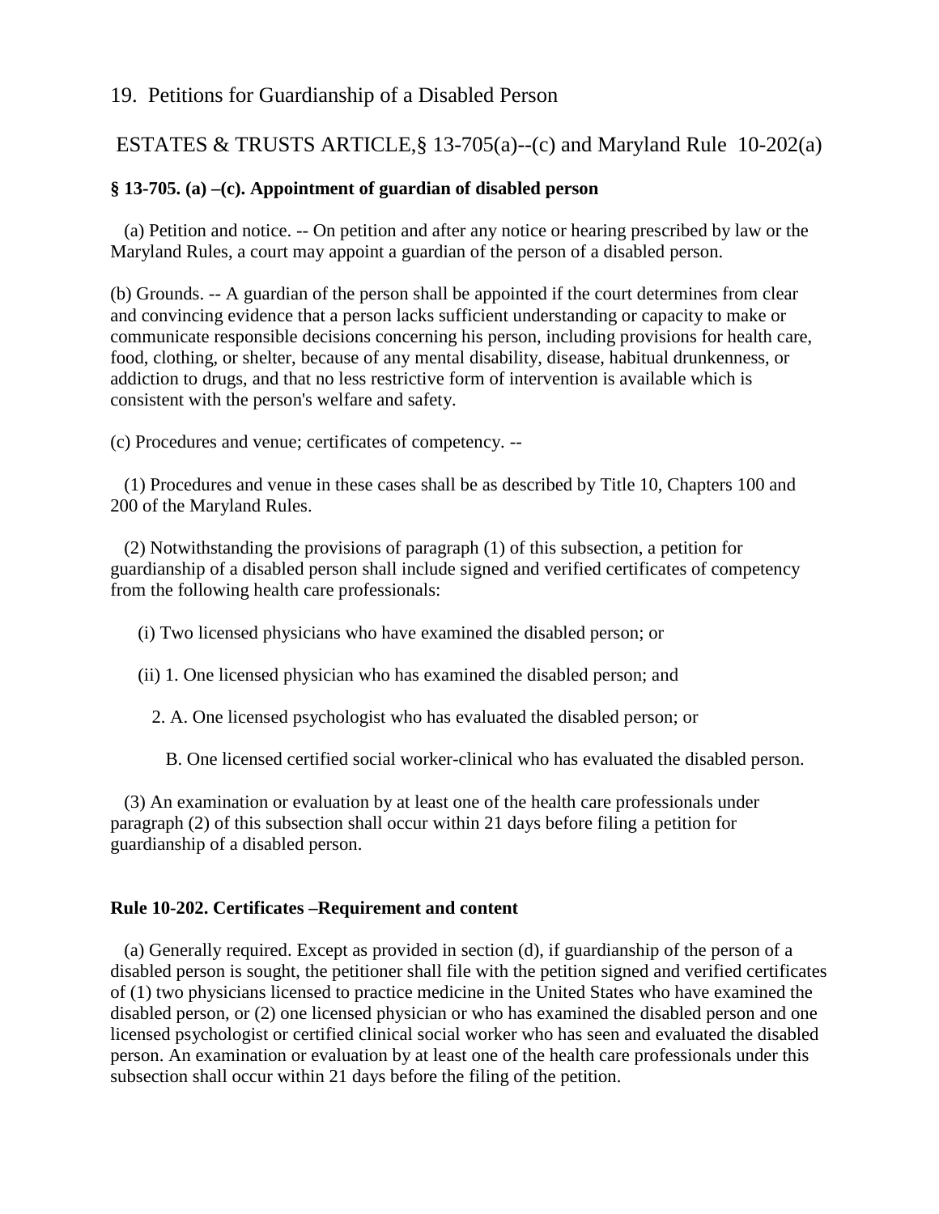## 19. Petitions for Guardianship of a Disabled Person

## ESTATES & TRUSTS ARTICLE,§ 13-705(a)--(c) and Maryland Rule 10-202(a)

### § 13-705. (a) –(c). Appointment of guardian of disabled person

(a) Petition and notice. -- On petition and after any notice or hearing prescribed by law or the Maryland Rules, a court may appoint a guardian of the person of a disabled person.

(b) Grounds. -- A guardian of the person shall be appointed if the court determines from clear and convincing evidence that a person lacks sufficient understanding or capacity to make or communicate responsible decisions concerning his person, including provisions for health care, food, clothing, or shelter, because of any mental disability, disease, habitual drunkenness, or addiction to drugs, and that no less restrictive form of intervention is available which is consistent with the person's welfare and safety.

(c) Procedures and venue; certificates of competency. --

(1) Procedures and venue in these cases shall be as described by Title 10, Chapters 100 and 200 of the Maryland Rules.

(2) Notwithstanding the provisions of paragraph (1) of this subsection, a petition for guardianship of a disabled person shall include signed and verified certificates of competency from the following health care professionals:

(i) Two licensed physicians who have examined the disabled person; or

(ii) 1. One licensed physician who has examined the disabled person; and

2. A. One licensed psychologist who has evaluated the disabled person; or

B. One licensed certified social worker-clinical who has evaluated the disabled person.

(3) An examination or evaluation by at least one of the health care professionals under paragraph (2) of this subsection shall occur within 21 days before filing a petition for guardianship of a disabled person.

### Rule 10-202. Certificates –Requirement and content

(a) Generally required. Except as provided in section (d), if guardianship of the person of a disabled person is sought, the petitioner shall file with the petition signed and verified certificates of (1) two physicians licensed to practice medicine in the United States who have examined the disabled person, or (2) one licensed physician or who has examined the disabled person and one licensed psychologist or certified clinical social worker who has seen and evaluated the disabled person. An examination or evaluation by at least one of the health care professionals under this subsection shall occur within 21 days before the filing of the petition.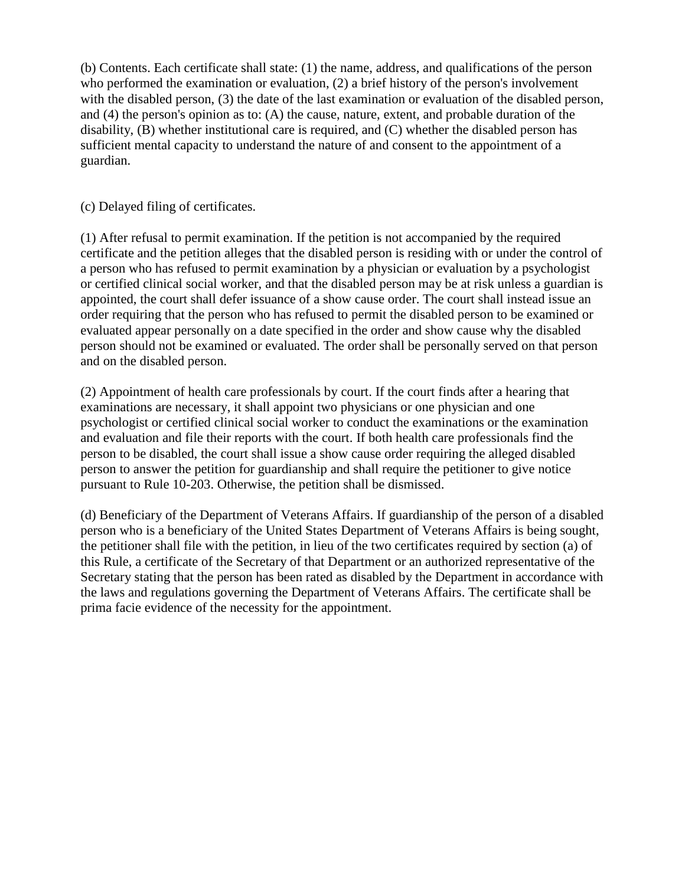(b) Contents. Each certificate shall state: (1) the name, address, and qualifications of the person who performed the examination or evaluation, (2) a brief history of the person's involvement with the disabled person, (3) the date of the last examination or evaluation of the disabled person, and (4) the person's opinion as to: (A) the cause, nature, extent, and probable duration of the disability, (B) whether institutional care is required, and (C) whether the disabled person has sufficient mental capacity to understand the nature of and consent to the appointment of a guardian.

(c) Delayed filing of certificates.

(1) After refusal to permit examination. If the petition is not accompanied by the required certificate and the petition alleges that the disabled person is residing with or under the control of a person who has refused to permit examination by a physician or evaluation by a psychologist or certified clinical social worker, and that the disabled person may be at risk unless a guardian is appointed, the court shall defer issuance of a show cause order. The court shall instead issue an order requiring that the person who has refused to permit the disabled person to be examined or evaluated appear personally on a date specified in the order and show cause why the disabled person should not be examined or evaluated. The order shall be personally served on that person and on the disabled person.

(2) Appointment of health care professionals by court. If the court finds after a hearing that examinations are necessary, it shall appoint two physicians or one physician and one psychologist or certified clinical social worker to conduct the examinations or the examination and evaluation and file their reports with the court. If both health care professionals find the person to be disabled, the court shall issue a show cause order requiring the alleged disabled person to answer the petition for guardianship and shall require the petitioner to give notice pursuant to Rule 10-203. Otherwise, the petition shall be dismissed.

(d) Beneficiary of the Department of Veterans Affairs. If guardianship of the person of a disabled person who is a beneficiary of the United States Department of Veterans Affairs is being sought, the petitioner shall file with the petition, in lieu of the two certificates required by section (a) of this Rule, a certificate of the Secretary of that Department or an authorized representative of the Secretary stating that the person has been rated as disabled by the Department in accordance with the laws and regulations governing the Department of Veterans Affairs. The certificate shall be prima facie evidence of the necessity for the appointment.